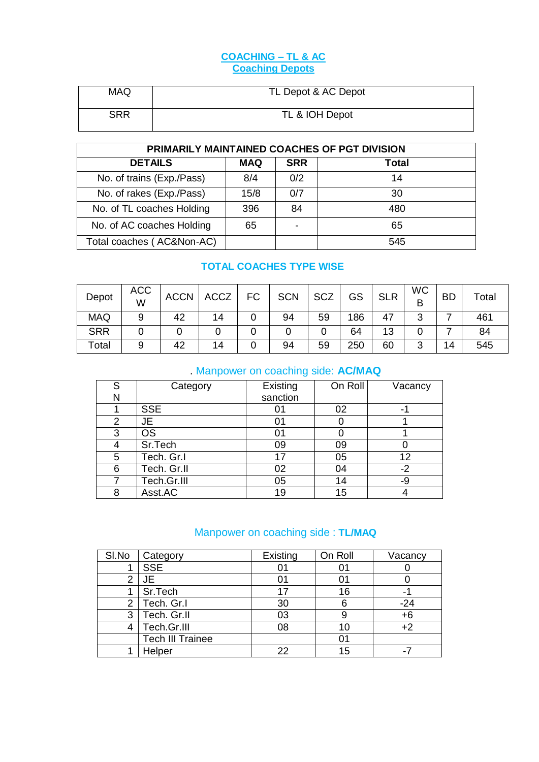# COACHING – TL & AC

## Coaching Depots

| MAQ | TL Depot & AC Depot |
|---|---|
| SRR | TL & IOH Depot |

| PRIMARILY MAINTAINED COACHES OF PGT DIVISION | | | |
|---|---|---|---|
| **DETAILS** | **MAQ** | **SRR** | **Total** |
| No. of trains (Exp./Pass) | 8/4 | 0/2 | 14 |
| No. of rakes (Exp./Pass) | 15/8 | 0/7 | 30 |
| No. of TL coaches Holding | 396 | 84 | 480 |
| No. of AC coaches Holding | 65 | - | 65 |
| Total coaches ( AC&Non-AC) | | | 545 |

### TOTAL COACHES TYPE WISE

| Depot | ACCW | ACCN | ACCZ | FC | SCN | SCZ | GS | SLR | WCB | BD | Total |
|---|---|---|---|---|---|---|---|---|---|---|---|
| MAQ | 9 | 42 | 14 | 0 | 94 | 59 | 186 | 47 | 3 | 7 | 461 |
| SRR | 0 | 0 | 0 | 0 | 0 | 0 | 64 | 13 | 0 | 7 | 84 |
| Total | 9 | 42 | 14 | 0 | 94 | 59 | 250 | 60 | 3 | 14 | 545 |

### . Manpower on coaching side: **AC/MAQ**

| SN | Category | Existing sanction | On Roll | Vacancy |
|---|---|---|---|---|
| 1 | SSE | 01 | 02 | -1 |
| 2 | JE | 01 | 0 | 1 |
| 3 | OS | 01 | 0 | 1 |
| 4 | Sr.Tech | 09 | 09 | 0 |
| 5 | Tech. Gr.I | 17 | 05 | 12 |
| 6 | Tech. Gr.II | 02 | 04 | -2 |
| 7 | Tech.Gr.III | 05 | 14 | -9 |
| 8 | Asst.AC | 19 | 15 | 4 |

### Manpower on coaching side : **TL/MAQ**

| Sl.No | Category | Existing | On Roll | Vacancy |
|---|---|---|---|---|
| 1 | SSE | 01 | 01 | 0 |
| 2 | JE | 01 | 01 | 0 |
| 1 | Sr.Tech | 17 | 16 | -1 |
| 2 | Tech. Gr.I | 30 | 6 | -24 |
| 3 | Tech. Gr.II | 03 | 9 | +6 |
| 4 | Tech.Gr.III | 08 | 10 | +2 |
| | Tech III Trainee | | 01 | |
| 1 | Helper | 22 | 15 | -7 |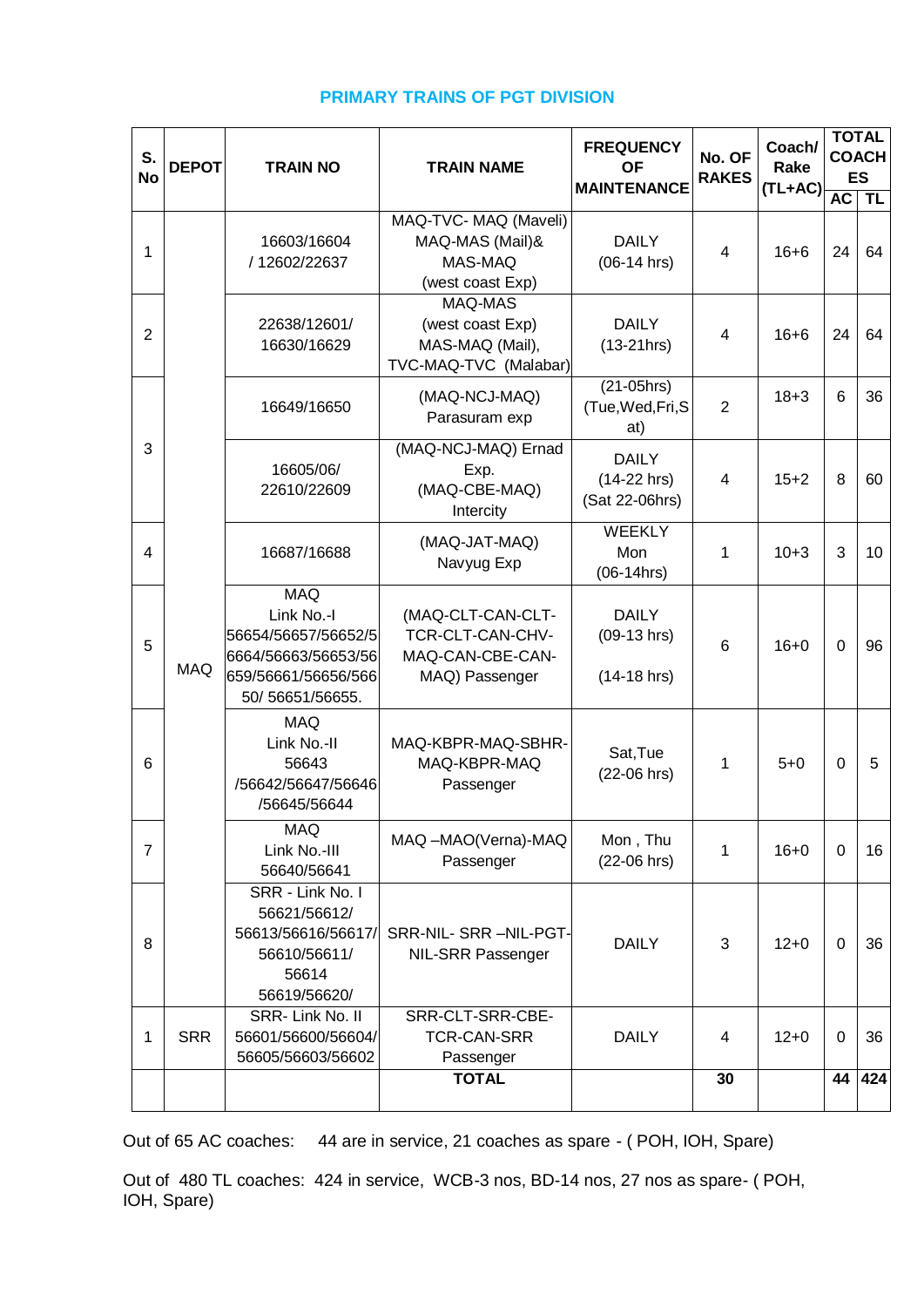## PRIMARY TRAINS OF PGT DIVISION

| S. No | DEPOT | TRAIN NO | TRAIN NAME | FREQUENCY OF MAINTENANCE | No. OF RAKES | Coach/ Rake (TL+AC) | TOTAL COACHES | |
|---|---|---|---|---|---|---|---|---|
| | | | | | | | AC | TL |
| 1 | MAQ | 16603/16604 / 12602/22637 | MAQ-TVC- MAQ (Maveli) MAQ-MAS (Mail)& MAS-MAQ (west coast Exp) | DAILY (06-14 hrs) | 4 | 16+6 | 24 | 64 |
| 2 | | 22638/12601/ 16630/16629 | MAQ-MAS (west coast Exp) MAS-MAQ (Mail), TVC-MAQ-TVC (Malabar) | DAILY (13-21hrs) | 4 | 16+6 | 24 | 64 |
| 3 | | 16649/16650 | (MAQ-NCJ-MAQ) Parasuram exp | (21-05hrs) (Tue,Wed,Fri,Sat) | 2 | 18+3 | 6 | 36 |
| | | 16605/06/ 22610/22609 | (MAQ-NCJ-MAQ) Ernad Exp. (MAQ-CBE-MAQ) Intercity | DAILY (14-22 hrs) (Sat 22-06hrs) | 4 | 15+2 | 8 | 60 |
| 4 | | 16687/16688 | (MAQ-JAT-MAQ) Navyug Exp | WEEKLY Mon (06-14hrs) | 1 | 10+3 | 3 | 10 |
| 5 | | MAQ Link No.-I 56654/56657/56652/56664/56663/56653/56659/56661/56656/56650/ 56651/56655. | (MAQ-CLT-CAN-CLT-TCR-CLT-CAN-CHV-MAQ-CAN-CBE-CAN-MAQ) Passenger | DAILY (09-13 hrs) (14-18 hrs) | 6 | 16+0 | 0 | 96 |
| 6 | | MAQ Link No.-II 56643 /56642/56647/56646 /56645/56644 | MAQ-KBPR-MAQ-SBHR-MAQ-KBPR-MAQ Passenger | Sat,Tue (22-06 hrs) | 1 | 5+0 | 0 | 5 |
| 7 | | MAQ Link No.-III 56640/56641 | MAQ –MAO(Verna)-MAQ Passenger | Mon , Thu (22-06 hrs) | 1 | 16+0 | 0 | 16 |
| 8 | | SRR - Link No. I 56621/56612/ 56613/56616/56617/ 56610/56611/ 56614 56619/56620/ | SRR-NIL- SRR –NIL-PGT-NIL-SRR Passenger | DAILY | 3 | 12+0 | 0 | 36 |
| 1 | SRR | SRR- Link No. II 56601/56600/56604/ 56605/56603/56602 | SRR-CLT-SRR-CBE-TCR-CAN-SRR Passenger | DAILY | 4 | 12+0 | 0 | 36 |
| | | | **TOTAL** | | **30** | | **44** | **424** |

Out of 65 AC coaches: 44 are in service, 21 coaches as spare - ( POH, IOH, Spare)

Out of 480 TL coaches: 424 in service, WCB-3 nos, BD-14 nos, 27 nos as spare- ( POH, IOH, Spare)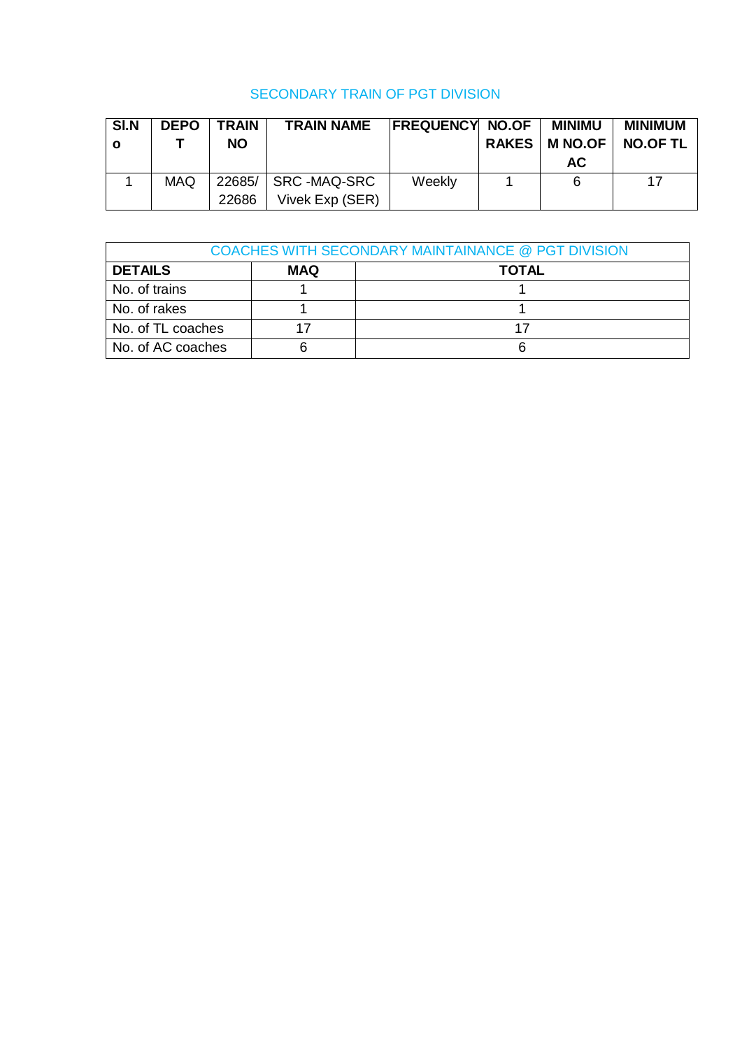SECONDARY TRAIN OF PGT DIVISION

| Sl.No | DEPOT | TRAIN NO | TRAIN NAME | FREQUENCY | NO.OF RAKES | MINIMUM NO.OF AC | MINIMUM NO.OF TL |
|---|---|---|---|---|---|---|---|
| 1 | MAQ | 22685/ 22686 | SRC -MAQ-SRC Vivek Exp (SER) | Weekly | 1 | 6 | 17 |

| COACHES WITH SECONDARY MAINTAINANCE @ PGT DIVISION | | |
|---|---|---|
| **DETAILS** | **MAQ** | **TOTAL** |
| No. of trains | 1 | 1 |
| No. of rakes | 1 | 1 |
| No. of TL coaches | 17 | 17 |
| No. of AC coaches | 6 | 6 |